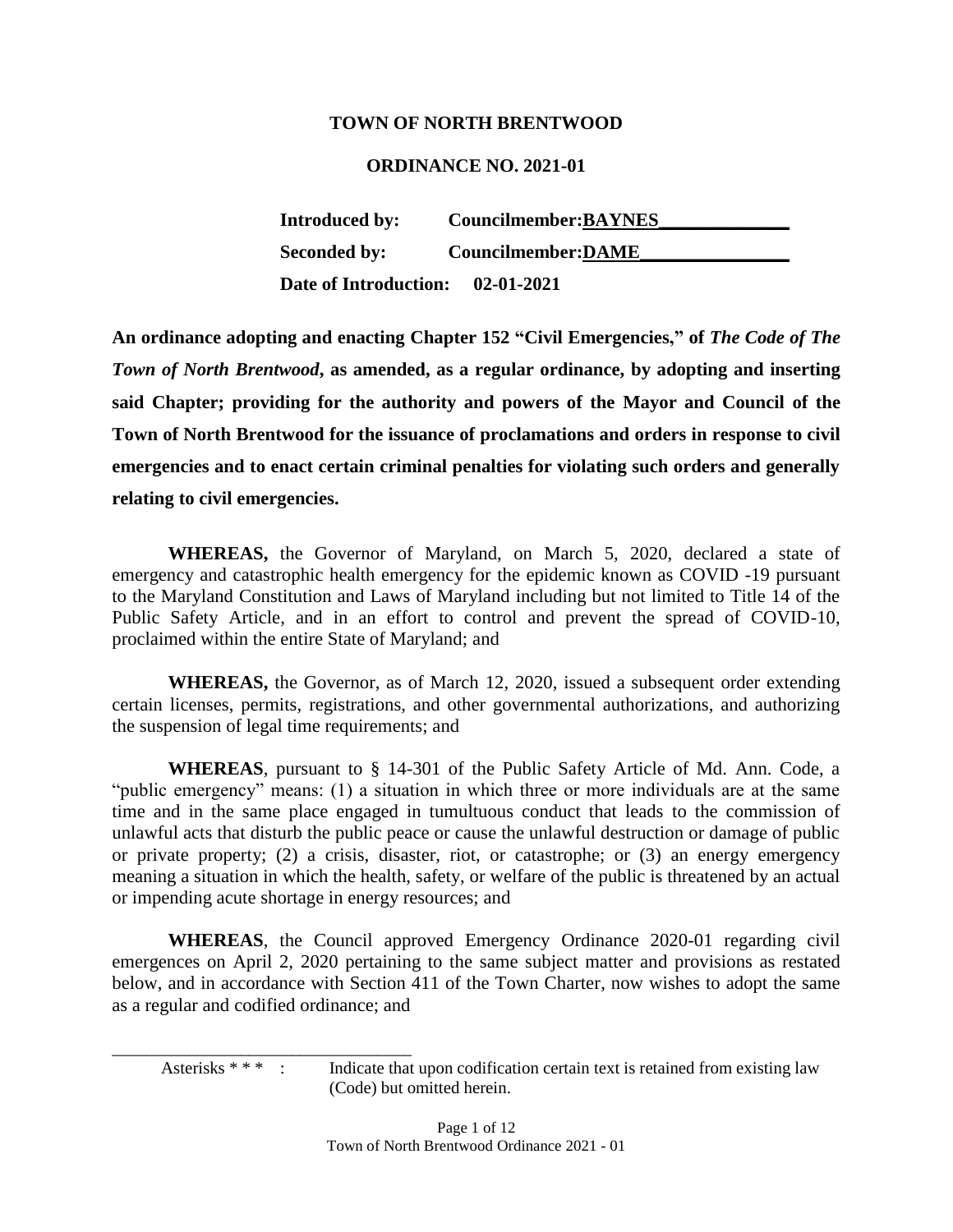**TOWN OF NORTH BRENTWOOD**

**ORDINANCE NO. 2021-01**

**Introduced by: Councilmember:BAYNES**

**Seconded by: Councilmember:DAME**

**Date of Introduction: 02-01-2021**

**An ordinance adopting and enacting Chapter 152 "Civil Emergencies," of *The Code of The Town of North Brentwood*, as amended, as a regular ordinance, by adopting and inserting said Chapter; providing for the authority and powers of the Mayor and Council of the Town of North Brentwood for the issuance of proclamations and orders in response to civil emergencies and to enact certain criminal penalties for violating such orders and generally relating to civil emergencies.**

**WHEREAS,** the Governor of Maryland, on March 5, 2020, declared a state of emergency and catastrophic health emergency for the epidemic known as COVID -19 pursuant to the Maryland Constitution and Laws of Maryland including but not limited to Title 14 of the Public Safety Article, and in an effort to control and prevent the spread of COVID-10, proclaimed within the entire State of Maryland; and

**WHEREAS,** the Governor, as of March 12, 2020, issued a subsequent order extending certain licenses, permits, registrations, and other governmental authorizations, and authorizing the suspension of legal time requirements; and

**WHEREAS**, pursuant to § 14-301 of the Public Safety Article of Md. Ann. Code, a "public emergency" means: (1) a situation in which three or more individuals are at the same time and in the same place engaged in tumultuous conduct that leads to the commission of unlawful acts that disturb the public peace or cause the unlawful destruction or damage of public or private property; (2) a crisis, disaster, riot, or catastrophe; or (3) an energy emergency meaning a situation in which the health, safety, or welfare of the public is threatened by an actual or impending acute shortage in energy resources; and

**WHEREAS**, the Council approved Emergency Ordinance 2020-01 regarding civil emergences on April 2, 2020 pertaining to the same subject matter and provisions as restated below, and in accordance with Section 411 of the Town Charter, now wishes to adopt the same as a regular and codified ordinance; and

---

Asterisks * * * : Indicate that upon codification certain text is retained from existing law (Code) but omitted herein.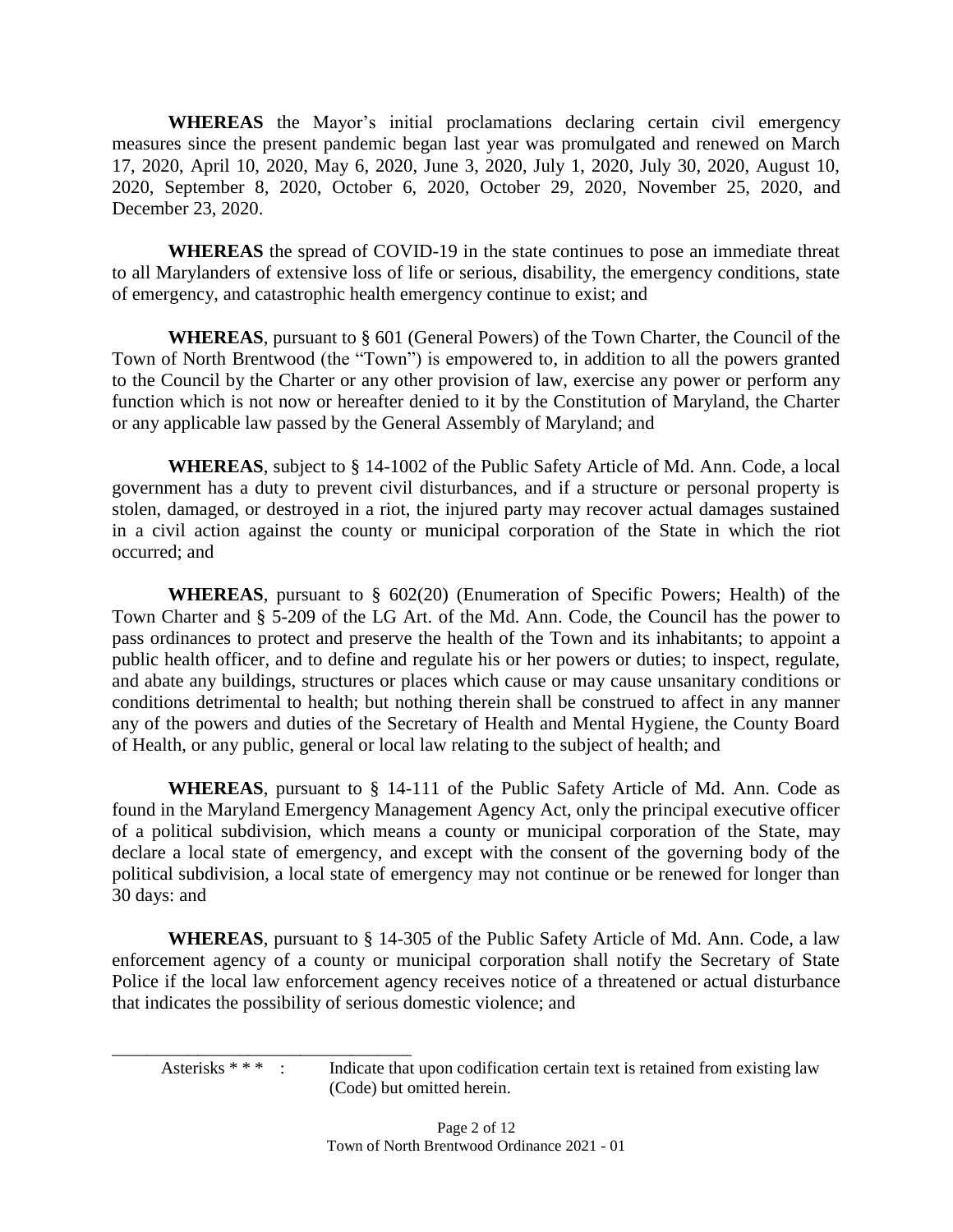**WHEREAS** the Mayor's initial proclamations declaring certain civil emergency measures since the present pandemic began last year was promulgated and renewed on March 17, 2020, April 10, 2020, May 6, 2020, June 3, 2020, July 1, 2020, July 30, 2020, August 10, 2020, September 8, 2020, October 6, 2020, October 29, 2020, November 25, 2020, and December 23, 2020.

**WHEREAS** the spread of COVID-19 in the state continues to pose an immediate threat to all Marylanders of extensive loss of life or serious, disability, the emergency conditions, state of emergency, and catastrophic health emergency continue to exist; and

**WHEREAS**, pursuant to § 601 (General Powers) of the Town Charter, the Council of the Town of North Brentwood (the "Town") is empowered to, in addition to all the powers granted to the Council by the Charter or any other provision of law, exercise any power or perform any function which is not now or hereafter denied to it by the Constitution of Maryland, the Charter or any applicable law passed by the General Assembly of Maryland; and

**WHEREAS**, subject to § 14-1002 of the Public Safety Article of Md. Ann. Code, a local government has a duty to prevent civil disturbances, and if a structure or personal property is stolen, damaged, or destroyed in a riot, the injured party may recover actual damages sustained in a civil action against the county or municipal corporation of the State in which the riot occurred; and

**WHEREAS**, pursuant to § 602(20) (Enumeration of Specific Powers; Health) of the Town Charter and § 5-209 of the LG Art. of the Md. Ann. Code, the Council has the power to pass ordinances to protect and preserve the health of the Town and its inhabitants; to appoint a public health officer, and to define and regulate his or her powers or duties; to inspect, regulate, and abate any buildings, structures or places which cause or may cause unsanitary conditions or conditions detrimental to health; but nothing therein shall be construed to affect in any manner any of the powers and duties of the Secretary of Health and Mental Hygiene, the County Board of Health, or any public, general or local law relating to the subject of health; and

**WHEREAS**, pursuant to § 14-111 of the Public Safety Article of Md. Ann. Code as found in the Maryland Emergency Management Agency Act, only the principal executive officer of a political subdivision, which means a county or municipal corporation of the State, may declare a local state of emergency, and except with the consent of the governing body of the political subdivision, a local state of emergency may not continue or be renewed for longer than 30 days: and

**WHEREAS**, pursuant to § 14-305 of the Public Safety Article of Md. Ann. Code, a law enforcement agency of a county or municipal corporation shall notify the Secretary of State Police if the local law enforcement agency receives notice of a threatened or actual disturbance that indicates the possibility of serious domestic violence; and

---

Asterisks * * * : Indicate that upon codification certain text is retained from existing law (Code) but omitted herein.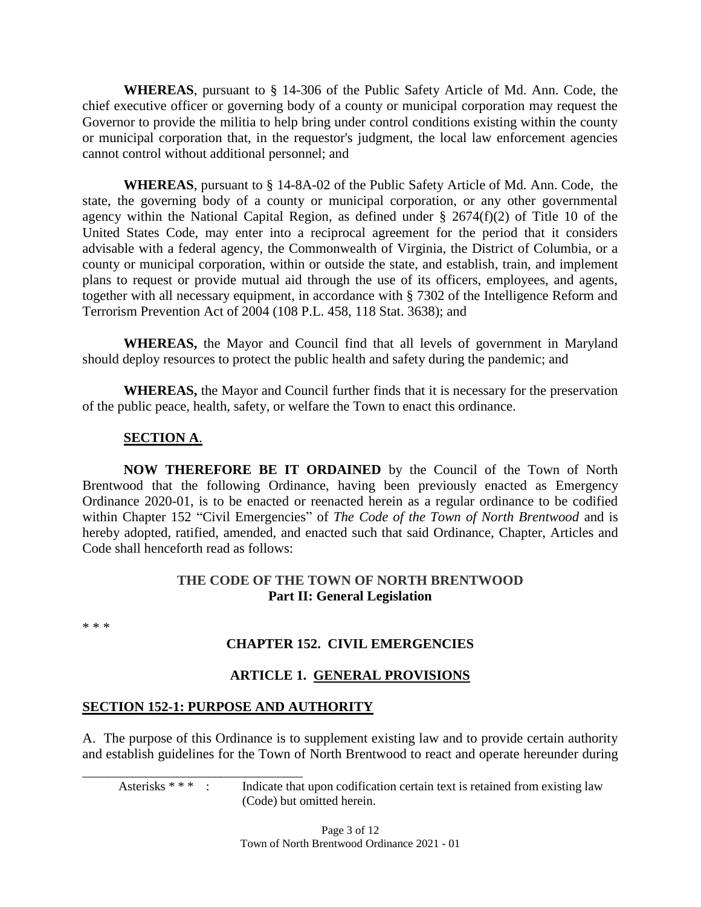**WHEREAS**, pursuant to § 14-306 of the Public Safety Article of Md. Ann. Code, the chief executive officer or governing body of a county or municipal corporation may request the Governor to provide the militia to help bring under control conditions existing within the county or municipal corporation that, in the requestor's judgment, the local law enforcement agencies cannot control without additional personnel; and

**WHEREAS**, pursuant to § 14-8A-02 of the Public Safety Article of Md. Ann. Code, the state, the governing body of a county or municipal corporation, or any other governmental agency within the National Capital Region, as defined under § 2674(f)(2) of Title 10 of the United States Code, may enter into a reciprocal agreement for the period that it considers advisable with a federal agency, the Commonwealth of Virginia, the District of Columbia, or a county or municipal corporation, within or outside the state, and establish, train, and implement plans to request or provide mutual aid through the use of its officers, employees, and agents, together with all necessary equipment, in accordance with § 7302 of the Intelligence Reform and Terrorism Prevention Act of 2004 (108 P.L. 458, 118 Stat. 3638); and

**WHEREAS,** the Mayor and Council find that all levels of government in Maryland should deploy resources to protect the public health and safety during the pandemic; and

**WHEREAS,** the Mayor and Council further finds that it is necessary for the preservation of the public peace, health, safety, or welfare the Town to enact this ordinance.

**SECTION A**.

**NOW THEREFORE BE IT ORDAINED** by the Council of the Town of North Brentwood that the following Ordinance, having been previously enacted as Emergency Ordinance 2020-01, is to be enacted or reenacted herein as a regular ordinance to be codified within Chapter 152 "Civil Emergencies" of *The Code of the Town of North Brentwood* and is hereby adopted, ratified, amended, and enacted such that said Ordinance, Chapter, Articles and Code shall henceforth read as follows:

**THE CODE OF THE TOWN OF NORTH BRENTWOOD**
**Part II: General Legislation**

* * *

## CHAPTER 152. CIVIL EMERGENCIES

### ARTICLE 1. GENERAL PROVISIONS

#### SECTION 152-1: PURPOSE AND AUTHORITY

A. The purpose of this Ordinance is to supplement existing law and to provide certain authority and establish guidelines for the Town of North Brentwood to react and operate hereunder during

---

Asterisks * * * : Indicate that upon codification certain text is retained from existing law (Code) but omitted herein.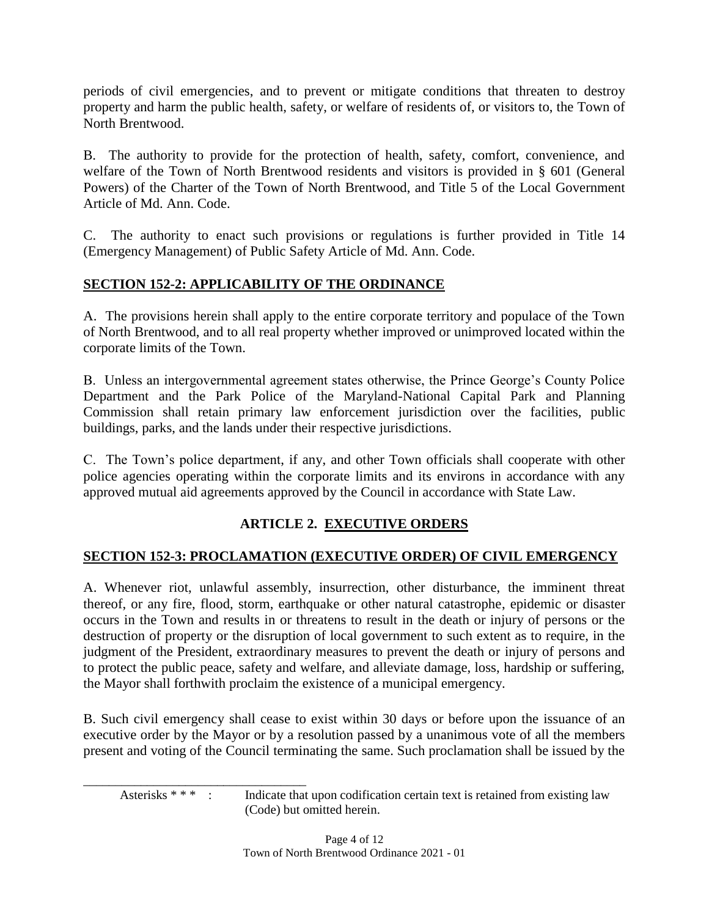periods of civil emergencies, and to prevent or mitigate conditions that threaten to destroy property and harm the public health, safety, or welfare of residents of, or visitors to, the Town of North Brentwood.

B. The authority to provide for the protection of health, safety, comfort, convenience, and welfare of the Town of North Brentwood residents and visitors is provided in § 601 (General Powers) of the Charter of the Town of North Brentwood, and Title 5 of the Local Government Article of Md. Ann. Code.

C. The authority to enact such provisions or regulations is further provided in Title 14 (Emergency Management) of Public Safety Article of Md. Ann. Code.

## SECTION 152-2: APPLICABILITY OF THE ORDINANCE

A. The provisions herein shall apply to the entire corporate territory and populace of the Town of North Brentwood, and to all real property whether improved or unimproved located within the corporate limits of the Town.

B. Unless an intergovernmental agreement states otherwise, the Prince George's County Police Department and the Park Police of the Maryland-National Capital Park and Planning Commission shall retain primary law enforcement jurisdiction over the facilities, public buildings, parks, and the lands under their respective jurisdictions.

C. The Town's police department, if any, and other Town officials shall cooperate with other police agencies operating within the corporate limits and its environs in accordance with any approved mutual aid agreements approved by the Council in accordance with State Law.

## ARTICLE 2. EXECUTIVE ORDERS

## SECTION 152-3: PROCLAMATION (EXECUTIVE ORDER) OF CIVIL EMERGENCY

A. Whenever riot, unlawful assembly, insurrection, other disturbance, the imminent threat thereof, or any fire, flood, storm, earthquake or other natural catastrophe, epidemic or disaster occurs in the Town and results in or threatens to result in the death or injury of persons or the destruction of property or the disruption of local government to such extent as to require, in the judgment of the President, extraordinary measures to prevent the death or injury of persons and to protect the public peace, safety and welfare, and alleviate damage, loss, hardship or suffering, the Mayor shall forthwith proclaim the existence of a municipal emergency.

B. Such civil emergency shall cease to exist within 30 days or before upon the issuance of an executive order by the Mayor or by a resolution passed by a unanimous vote of all the members present and voting of the Council terminating the same. Such proclamation shall be issued by the

---

Asterisks * * * : Indicate that upon codification certain text is retained from existing law (Code) but omitted herein.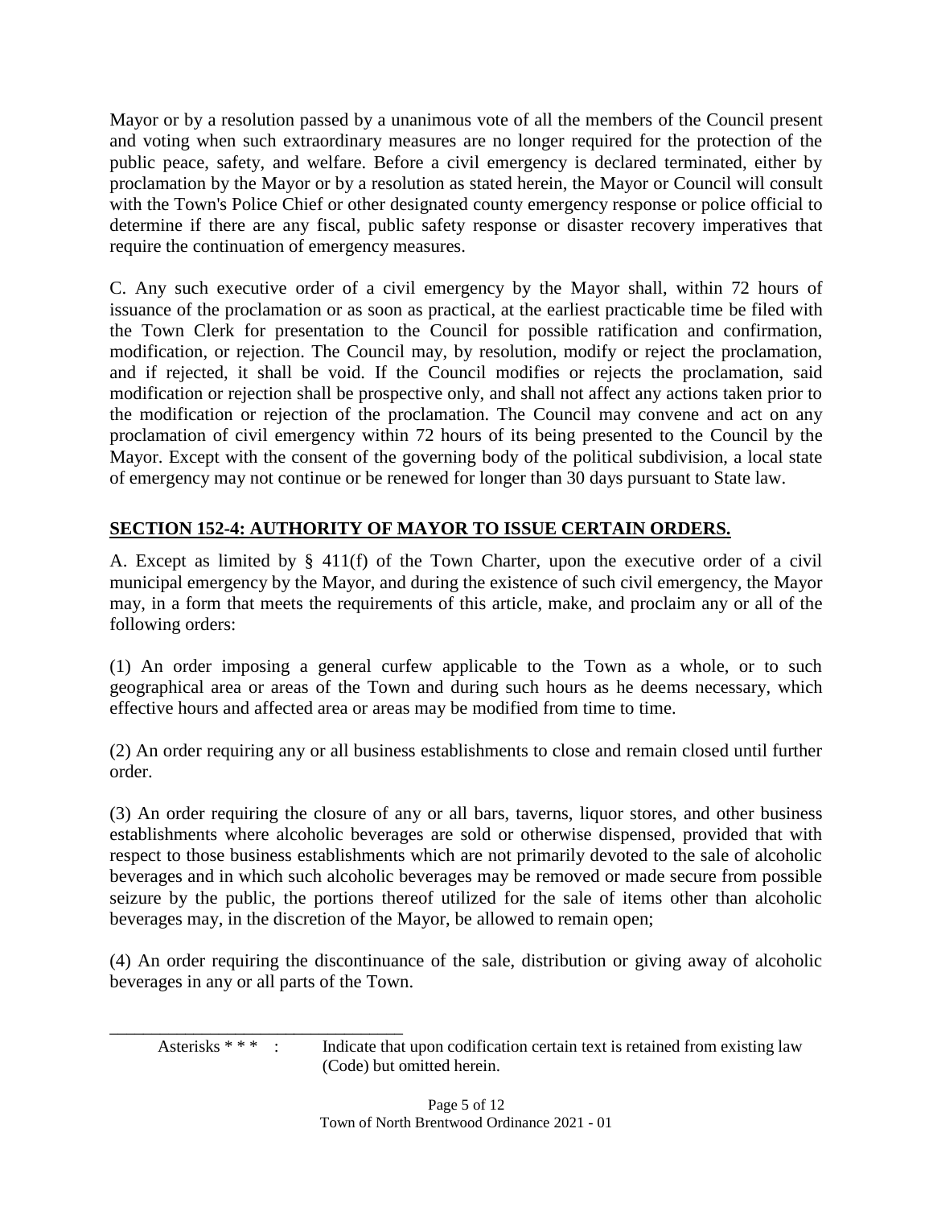Mayor or by a resolution passed by a unanimous vote of all the members of the Council present and voting when such extraordinary measures are no longer required for the protection of the public peace, safety, and welfare. Before a civil emergency is declared terminated, either by proclamation by the Mayor or by a resolution as stated herein, the Mayor or Council will consult with the Town's Police Chief or other designated county emergency response or police official to determine if there are any fiscal, public safety response or disaster recovery imperatives that require the continuation of emergency measures.

C. Any such executive order of a civil emergency by the Mayor shall, within 72 hours of issuance of the proclamation or as soon as practical, at the earliest practicable time be filed with the Town Clerk for presentation to the Council for possible ratification and confirmation, modification, or rejection. The Council may, by resolution, modify or reject the proclamation, and if rejected, it shall be void. If the Council modifies or rejects the proclamation, said modification or rejection shall be prospective only, and shall not affect any actions taken prior to the modification or rejection of the proclamation. The Council may convene and act on any proclamation of civil emergency within 72 hours of its being presented to the Council by the Mayor. Except with the consent of the governing body of the political subdivision, a local state of emergency may not continue or be renewed for longer than 30 days pursuant to State law.

## SECTION 152-4: AUTHORITY OF MAYOR TO ISSUE CERTAIN ORDERS.

A. Except as limited by § 411(f) of the Town Charter, upon the executive order of a civil municipal emergency by the Mayor, and during the existence of such civil emergency, the Mayor may, in a form that meets the requirements of this article, make, and proclaim any or all of the following orders:

(1) An order imposing a general curfew applicable to the Town as a whole, or to such geographical area or areas of the Town and during such hours as he deems necessary, which effective hours and affected area or areas may be modified from time to time.

(2) An order requiring any or all business establishments to close and remain closed until further order.

(3) An order requiring the closure of any or all bars, taverns, liquor stores, and other business establishments where alcoholic beverages are sold or otherwise dispensed, provided that with respect to those business establishments which are not primarily devoted to the sale of alcoholic beverages and in which such alcoholic beverages may be removed or made secure from possible seizure by the public, the portions thereof utilized for the sale of items other than alcoholic beverages may, in the discretion of the Mayor, be allowed to remain open;

(4) An order requiring the discontinuance of the sale, distribution or giving away of alcoholic beverages in any or all parts of the Town.

---

Asterisks * * * : Indicate that upon codification certain text is retained from existing law (Code) but omitted herein.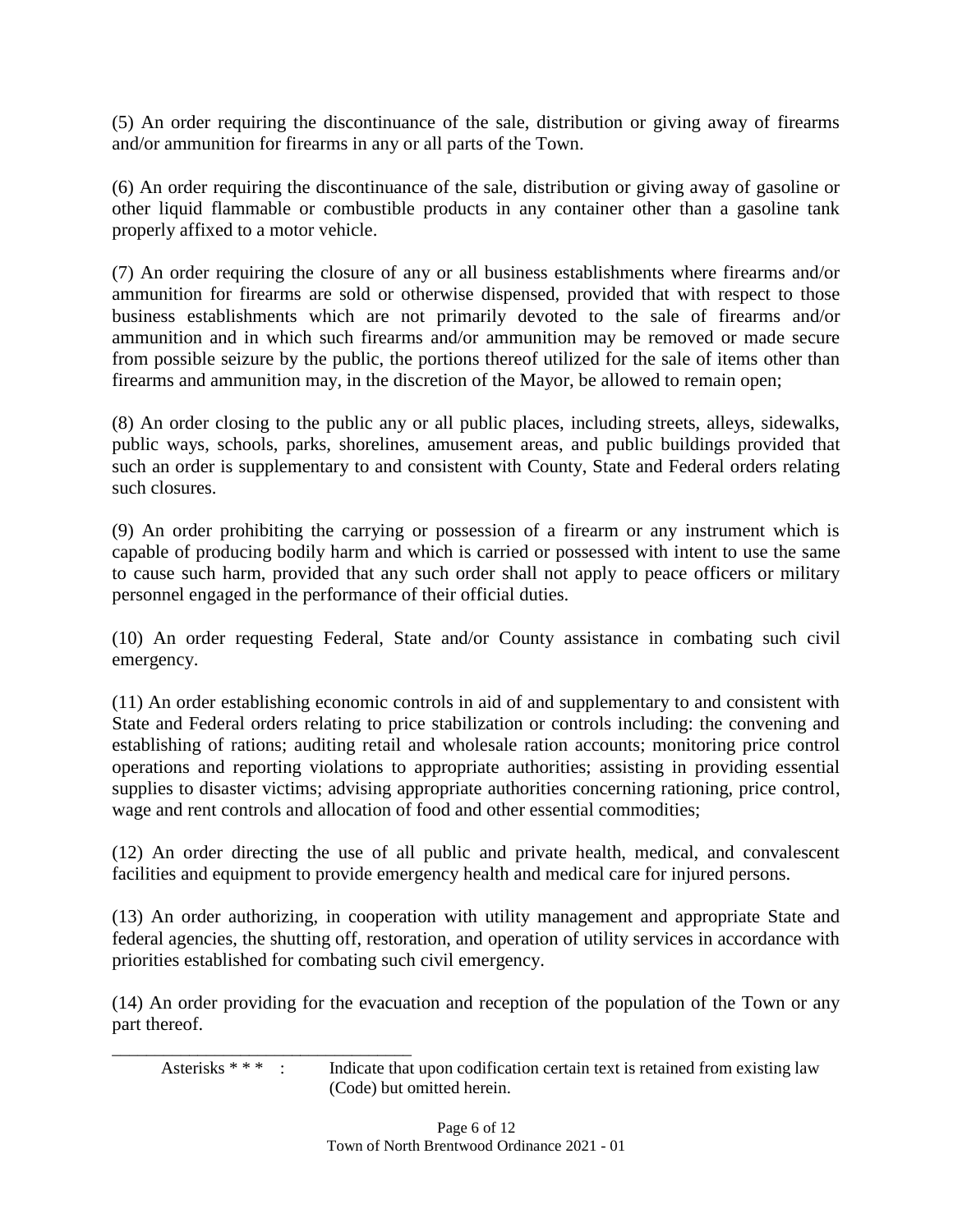(5) An order requiring the discontinuance of the sale, distribution or giving away of firearms and/or ammunition for firearms in any or all parts of the Town.

(6) An order requiring the discontinuance of the sale, distribution or giving away of gasoline or other liquid flammable or combustible products in any container other than a gasoline tank properly affixed to a motor vehicle.

(7) An order requiring the closure of any or all business establishments where firearms and/or ammunition for firearms are sold or otherwise dispensed, provided that with respect to those business establishments which are not primarily devoted to the sale of firearms and/or ammunition and in which such firearms and/or ammunition may be removed or made secure from possible seizure by the public, the portions thereof utilized for the sale of items other than firearms and ammunition may, in the discretion of the Mayor, be allowed to remain open;

(8) An order closing to the public any or all public places, including streets, alleys, sidewalks, public ways, schools, parks, shorelines, amusement areas, and public buildings provided that such an order is supplementary to and consistent with County, State and Federal orders relating such closures.

(9) An order prohibiting the carrying or possession of a firearm or any instrument which is capable of producing bodily harm and which is carried or possessed with intent to use the same to cause such harm, provided that any such order shall not apply to peace officers or military personnel engaged in the performance of their official duties.

(10) An order requesting Federal, State and/or County assistance in combating such civil emergency.

(11) An order establishing economic controls in aid of and supplementary to and consistent with State and Federal orders relating to price stabilization or controls including: the convening and establishing of rations; auditing retail and wholesale ration accounts; monitoring price control operations and reporting violations to appropriate authorities; assisting in providing essential supplies to disaster victims; advising appropriate authorities concerning rationing, price control, wage and rent controls and allocation of food and other essential commodities;

(12) An order directing the use of all public and private health, medical, and convalescent facilities and equipment to provide emergency health and medical care for injured persons.

(13) An order authorizing, in cooperation with utility management and appropriate State and federal agencies, the shutting off, restoration, and operation of utility services in accordance with priorities established for combating such civil emergency.

(14) An order providing for the evacuation and reception of the population of the Town or any part thereof.

---

Asterisks * * * : Indicate that upon codification certain text is retained from existing law (Code) but omitted herein.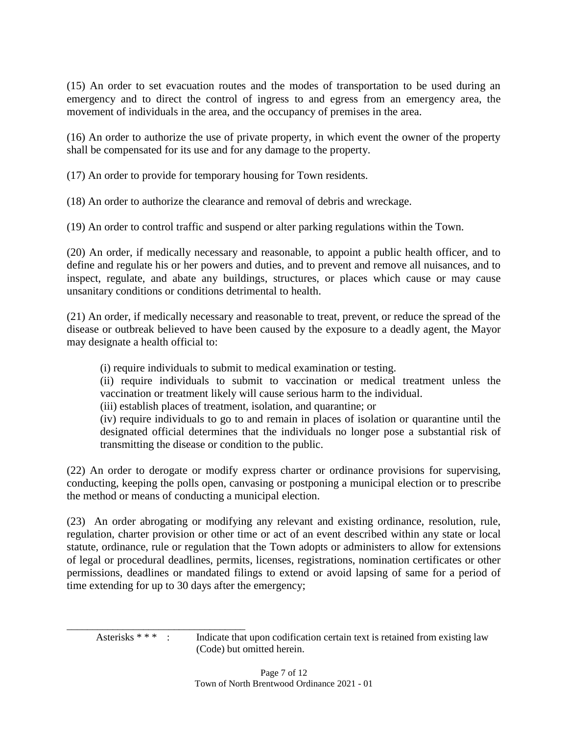(15) An order to set evacuation routes and the modes of transportation to be used during an emergency and to direct the control of ingress to and egress from an emergency area, the movement of individuals in the area, and the occupancy of premises in the area.

(16) An order to authorize the use of private property, in which event the owner of the property shall be compensated for its use and for any damage to the property.

(17) An order to provide for temporary housing for Town residents.

(18) An order to authorize the clearance and removal of debris and wreckage.

(19) An order to control traffic and suspend or alter parking regulations within the Town.

(20) An order, if medically necessary and reasonable, to appoint a public health officer, and to define and regulate his or her powers and duties, and to prevent and remove all nuisances, and to inspect, regulate, and abate any buildings, structures, or places which cause or may cause unsanitary conditions or conditions detrimental to health.

(21) An order, if medically necessary and reasonable to treat, prevent, or reduce the spread of the disease or outbreak believed to have been caused by the exposure to a deadly agent, the Mayor may designate a health official to:

> (i) require individuals to submit to medical examination or testing.
> (ii) require individuals to submit to vaccination or medical treatment unless the vaccination or treatment likely will cause serious harm to the individual.
> (iii) establish places of treatment, isolation, and quarantine; or
> (iv) require individuals to go to and remain in places of isolation or quarantine until the designated official determines that the individuals no longer pose a substantial risk of transmitting the disease or condition to the public.

(22) An order to derogate or modify express charter or ordinance provisions for supervising, conducting, keeping the polls open, canvasing or postponing a municipal election or to prescribe the method or means of conducting a municipal election.

(23) An order abrogating or modifying any relevant and existing ordinance, resolution, rule, regulation, charter provision or other time or act of an event described within any state or local statute, ordinance, rule or regulation that the Town adopts or administers to allow for extensions of legal or procedural deadlines, permits, licenses, registrations, nomination certificates or other permissions, deadlines or mandated filings to extend or avoid lapsing of same for a period of time extending for up to 30 days after the emergency;

---

Asterisks * * * : Indicate that upon codification certain text is retained from existing law (Code) but omitted herein.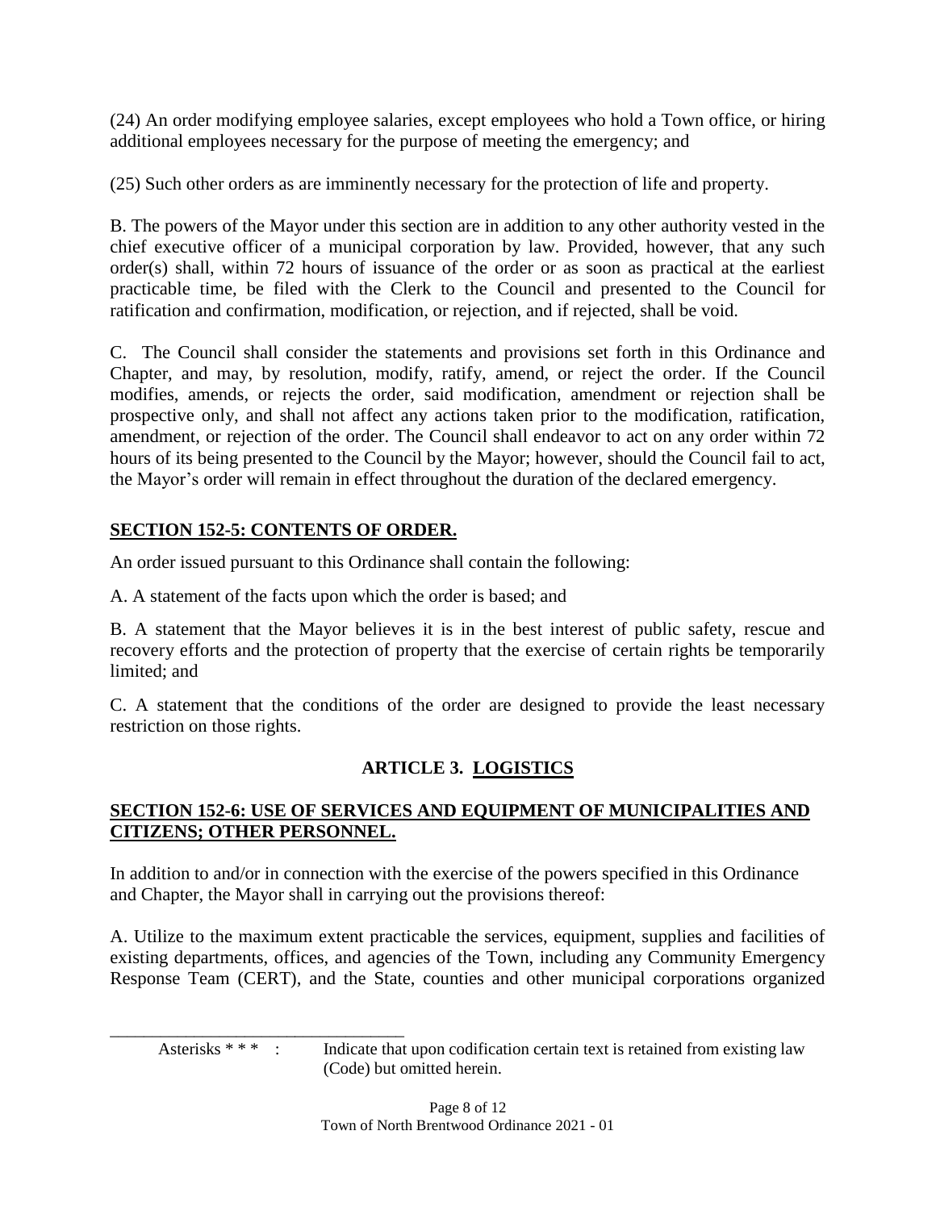(24) An order modifying employee salaries, except employees who hold a Town office, or hiring additional employees necessary for the purpose of meeting the emergency; and

(25) Such other orders as are imminently necessary for the protection of life and property.

B. The powers of the Mayor under this section are in addition to any other authority vested in the chief executive officer of a municipal corporation by law. Provided, however, that any such order(s) shall, within 72 hours of issuance of the order or as soon as practical at the earliest practicable time, be filed with the Clerk to the Council and presented to the Council for ratification and confirmation, modification, or rejection, and if rejected, shall be void.

C. The Council shall consider the statements and provisions set forth in this Ordinance and Chapter, and may, by resolution, modify, ratify, amend, or reject the order. If the Council modifies, amends, or rejects the order, said modification, amendment or rejection shall be prospective only, and shall not affect any actions taken prior to the modification, ratification, amendment, or rejection of the order. The Council shall endeavor to act on any order within 72 hours of its being presented to the Council by the Mayor; however, should the Council fail to act, the Mayor's order will remain in effect throughout the duration of the declared emergency.

## SECTION 152-5: CONTENTS OF ORDER.

An order issued pursuant to this Ordinance shall contain the following:

A. A statement of the facts upon which the order is based; and

B. A statement that the Mayor believes it is in the best interest of public safety, rescue and recovery efforts and the protection of property that the exercise of certain rights be temporarily limited; and

C. A statement that the conditions of the order are designed to provide the least necessary restriction on those rights.

# ARTICLE 3. LOGISTICS

## SECTION 152-6: USE OF SERVICES AND EQUIPMENT OF MUNICIPALITIES AND CITIZENS; OTHER PERSONNEL.

In addition to and/or in connection with the exercise of the powers specified in this Ordinance and Chapter, the Mayor shall in carrying out the provisions thereof:

A. Utilize to the maximum extent practicable the services, equipment, supplies and facilities of existing departments, offices, and agencies of the Town, including any Community Emergency Response Team (CERT), and the State, counties and other municipal corporations organized

---

Asterisks * * * : Indicate that upon codification certain text is retained from existing law (Code) but omitted herein.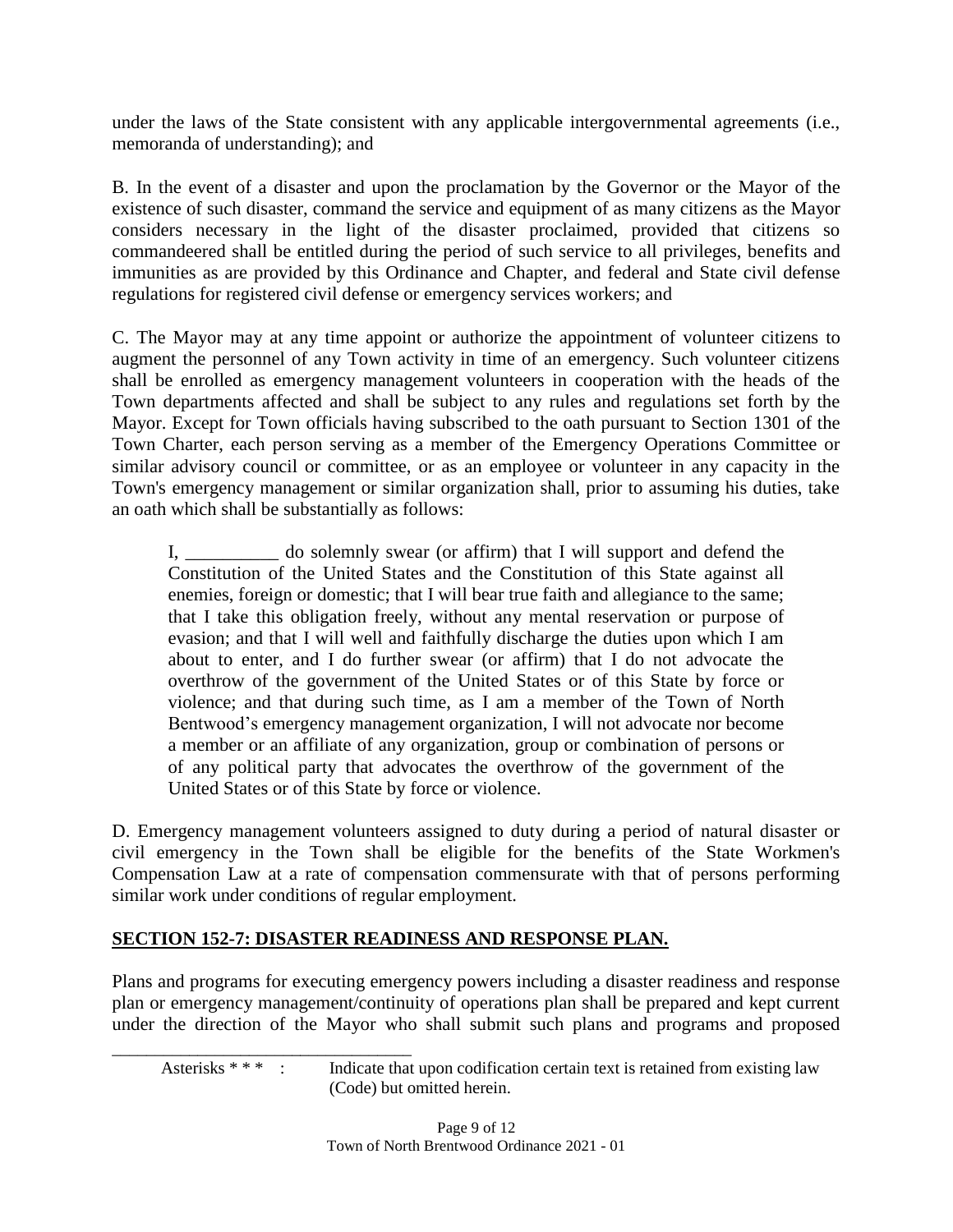under the laws of the State consistent with any applicable intergovernmental agreements (i.e., memoranda of understanding); and

B. In the event of a disaster and upon the proclamation by the Governor or the Mayor of the existence of such disaster, command the service and equipment of as many citizens as the Mayor considers necessary in the light of the disaster proclaimed, provided that citizens so commandeered shall be entitled during the period of such service to all privileges, benefits and immunities as are provided by this Ordinance and Chapter, and federal and State civil defense regulations for registered civil defense or emergency services workers; and

C. The Mayor may at any time appoint or authorize the appointment of volunteer citizens to augment the personnel of any Town activity in time of an emergency. Such volunteer citizens shall be enrolled as emergency management volunteers in cooperation with the heads of the Town departments affected and shall be subject to any rules and regulations set forth by the Mayor. Except for Town officials having subscribed to the oath pursuant to Section 1301 of the Town Charter, each person serving as a member of the Emergency Operations Committee or similar advisory council or committee, or as an employee or volunteer in any capacity in the Town's emergency management or similar organization shall, prior to assuming his duties, take an oath which shall be substantially as follows:

> I, __________ do solemnly swear (or affirm) that I will support and defend the Constitution of the United States and the Constitution of this State against all enemies, foreign or domestic; that I will bear true faith and allegiance to the same; that I take this obligation freely, without any mental reservation or purpose of evasion; and that I will well and faithfully discharge the duties upon which I am about to enter, and I do further swear (or affirm) that I do not advocate the overthrow of the government of the United States or of this State by force or violence; and that during such time, as I am a member of the Town of North Bentwood's emergency management organization, I will not advocate nor become a member or an affiliate of any organization, group or combination of persons or of any political party that advocates the overthrow of the government of the United States or of this State by force or violence.

D. Emergency management volunteers assigned to duty during a period of natural disaster or civil emergency in the Town shall be eligible for the benefits of the State Workmen's Compensation Law at a rate of compensation commensurate with that of persons performing similar work under conditions of regular employment.

## SECTION 152-7: DISASTER READINESS AND RESPONSE PLAN.

Plans and programs for executing emergency powers including a disaster readiness and response plan or emergency management/continuity of operations plan shall be prepared and kept current under the direction of the Mayor who shall submit such plans and programs and proposed

Asterisks * * * : Indicate that upon codification certain text is retained from existing law (Code) but omitted herein.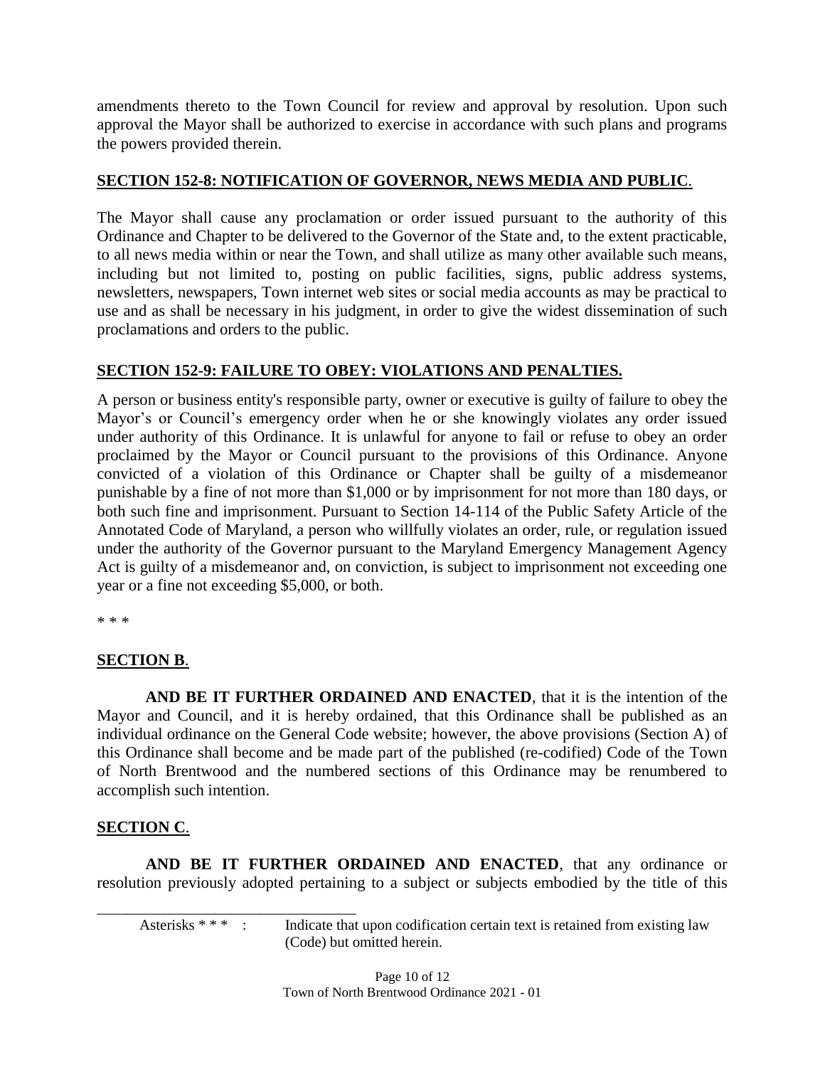amendments thereto to the Town Council for review and approval by resolution. Upon such approval the Mayor shall be authorized to exercise in accordance with such plans and programs the powers provided therein.

## SECTION 152-8: NOTIFICATION OF GOVERNOR, NEWS MEDIA AND PUBLIC.

The Mayor shall cause any proclamation or order issued pursuant to the authority of this Ordinance and Chapter to be delivered to the Governor of the State and, to the extent practicable, to all news media within or near the Town, and shall utilize as many other available such means, including but not limited to, posting on public facilities, signs, public address systems, newsletters, newspapers, Town internet web sites or social media accounts as may be practical to use and as shall be necessary in his judgment, in order to give the widest dissemination of such proclamations and orders to the public.

## SECTION 152-9: FAILURE TO OBEY: VIOLATIONS AND PENALTIES.

A person or business entity's responsible party, owner or executive is guilty of failure to obey the Mayor's or Council's emergency order when he or she knowingly violates any order issued under authority of this Ordinance. It is unlawful for anyone to fail or refuse to obey an order proclaimed by the Mayor or Council pursuant to the provisions of this Ordinance. Anyone convicted of a violation of this Ordinance or Chapter shall be guilty of a misdemeanor punishable by a fine of not more than $1,000 or by imprisonment for not more than 180 days, or both such fine and imprisonment. Pursuant to Section 14-114 of the Public Safety Article of the Annotated Code of Maryland, a person who willfully violates an order, rule, or regulation issued under the authority of the Governor pursuant to the Maryland Emergency Management Agency Act is guilty of a misdemeanor and, on conviction, is subject to imprisonment not exceeding one year or a fine not exceeding $5,000, or both.

* * *

## SECTION B.

**AND BE IT FURTHER ORDAINED AND ENACTED**, that it is the intention of the Mayor and Council, and it is hereby ordained, that this Ordinance shall be published as an individual ordinance on the General Code website; however, the above provisions (Section A) of this Ordinance shall become and be made part of the published (re-codified) Code of the Town of North Brentwood and the numbered sections of this Ordinance may be renumbered to accomplish such intention.

## SECTION C.

**AND BE IT FURTHER ORDAINED AND ENACTED**, that any ordinance or resolution previously adopted pertaining to a subject or subjects embodied by the title of this

---

Asterisks * * * : Indicate that upon codification certain text is retained from existing law (Code) but omitted herein.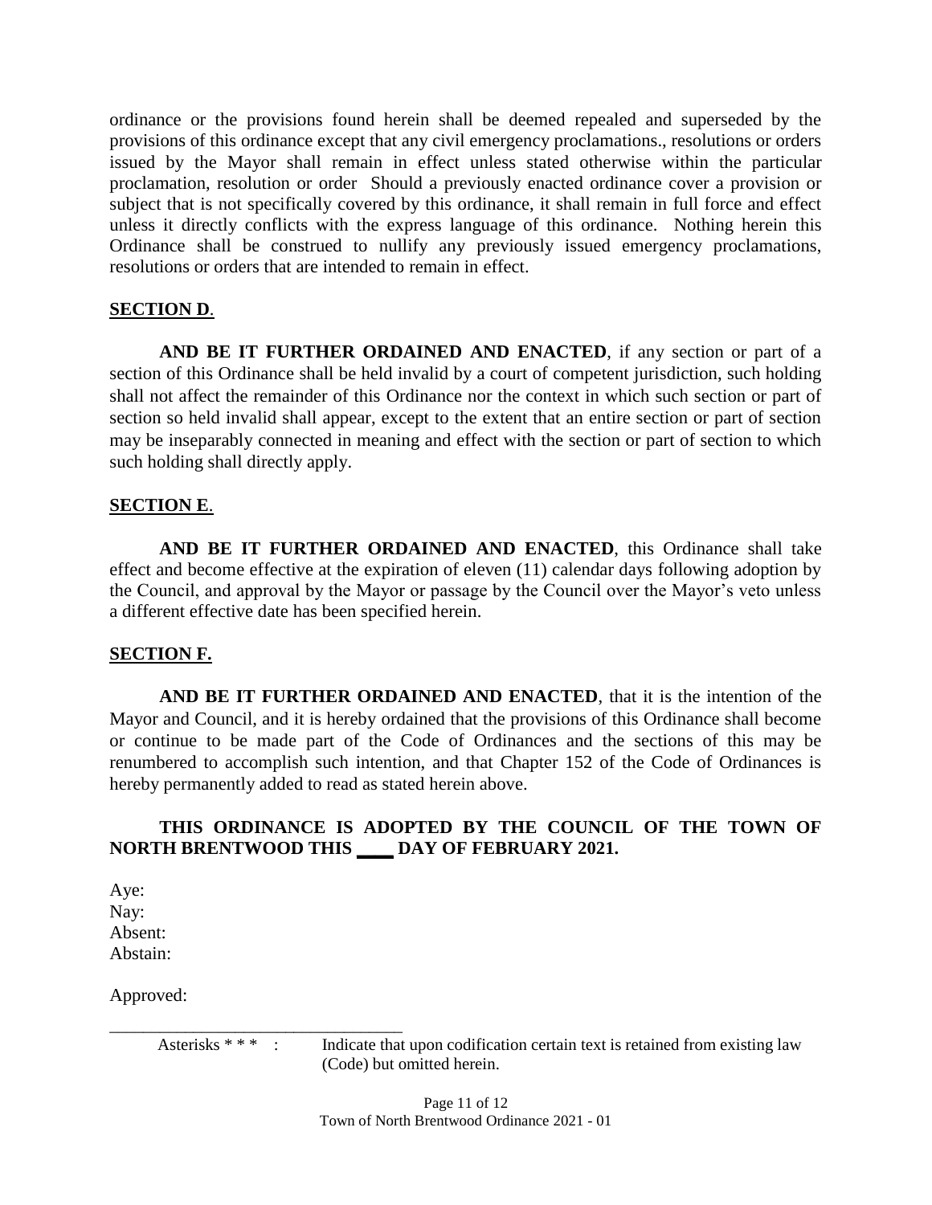ordinance or the provisions found herein shall be deemed repealed and superseded by the provisions of this ordinance except that any civil emergency proclamations., resolutions or orders issued by the Mayor shall remain in effect unless stated otherwise within the particular proclamation, resolution or order Should a previously enacted ordinance cover a provision or subject that is not specifically covered by this ordinance, it shall remain in full force and effect unless it directly conflicts with the express language of this ordinance. Nothing herein this Ordinance shall be construed to nullify any previously issued emergency proclamations, resolutions or orders that are intended to remain in effect.

**SECTION D**.

**AND BE IT FURTHER ORDAINED AND ENACTED**, if any section or part of a section of this Ordinance shall be held invalid by a court of competent jurisdiction, such holding shall not affect the remainder of this Ordinance nor the context in which such section or part of section so held invalid shall appear, except to the extent that an entire section or part of section may be inseparably connected in meaning and effect with the section or part of section to which such holding shall directly apply.

**SECTION E**.

**AND BE IT FURTHER ORDAINED AND ENACTED**, this Ordinance shall take effect and become effective at the expiration of eleven (11) calendar days following adoption by the Council, and approval by the Mayor or passage by the Council over the Mayor's veto unless a different effective date has been specified herein.

**SECTION F.**

**AND BE IT FURTHER ORDAINED AND ENACTED**, that it is the intention of the Mayor and Council, and it is hereby ordained that the provisions of this Ordinance shall become or continue to be made part of the Code of Ordinances and the sections of this may be renumbered to accomplish such intention, and that Chapter 152 of the Code of Ordinances is hereby permanently added to read as stated herein above.

**THIS ORDINANCE IS ADOPTED BY THE COUNCIL OF THE TOWN OF NORTH BRENTWOOD THIS \_\_\_\_ DAY OF FEBRUARY 2021.**

Aye:
Nay:
Absent:
Abstain:

Approved:

Asterisks * * * : Indicate that upon codification certain text is retained from existing law (Code) but omitted herein.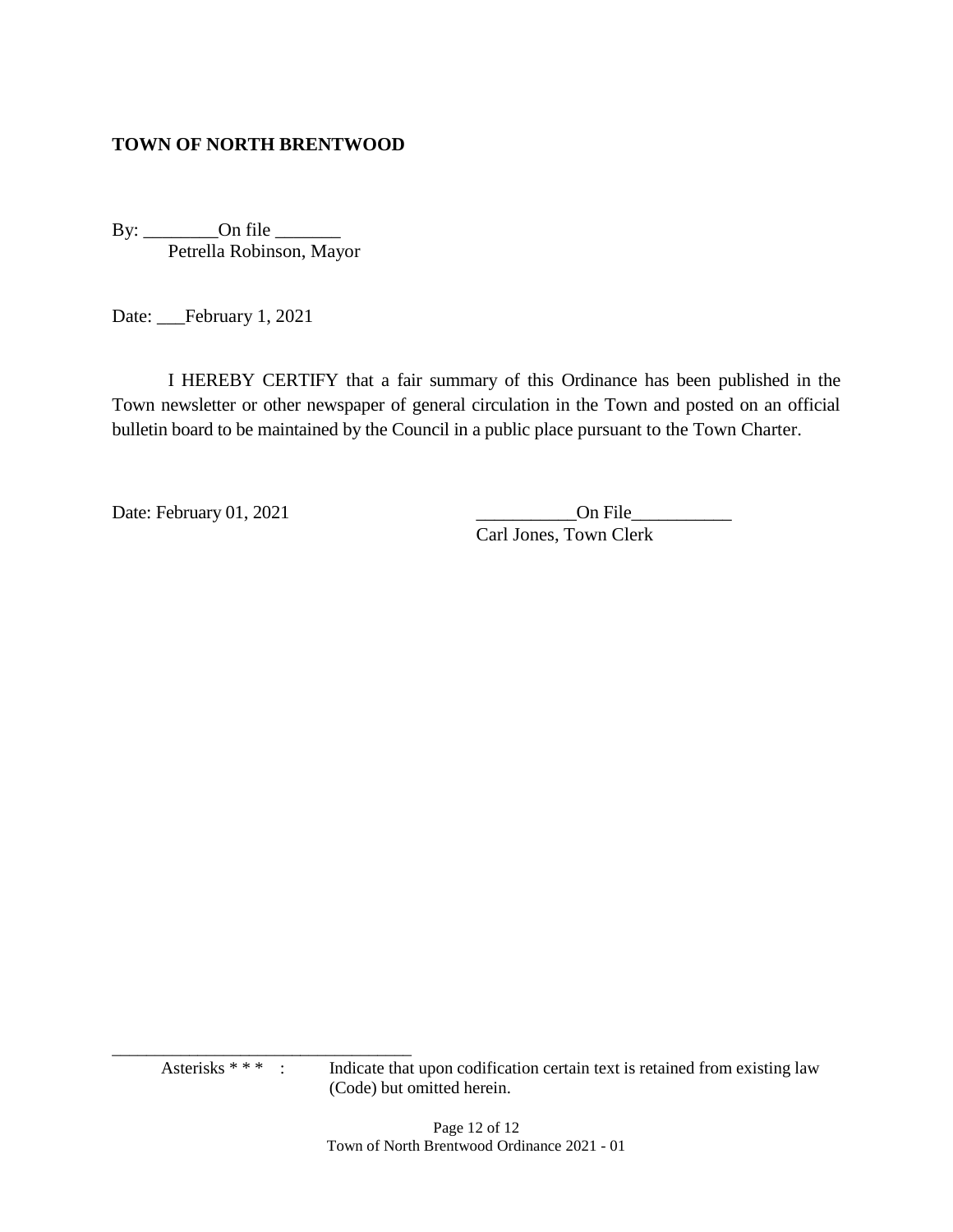**TOWN OF NORTH BRENTWOOD**

By: ________On file _______
Petrella Robinson, Mayor

Date: ___February 1, 2021

I HEREBY CERTIFY that a fair summary of this Ordinance has been published in the Town newsletter or other newspaper of general circulation in the Town and posted on an official bulletin board to be maintained by the Council in a public place pursuant to the Town Charter.

Date: February 01, 2021

___________On File___________
Carl Jones, Town Clerk

---

Asterisks * * * : Indicate that upon codification certain text is retained from existing law (Code) but omitted herein.